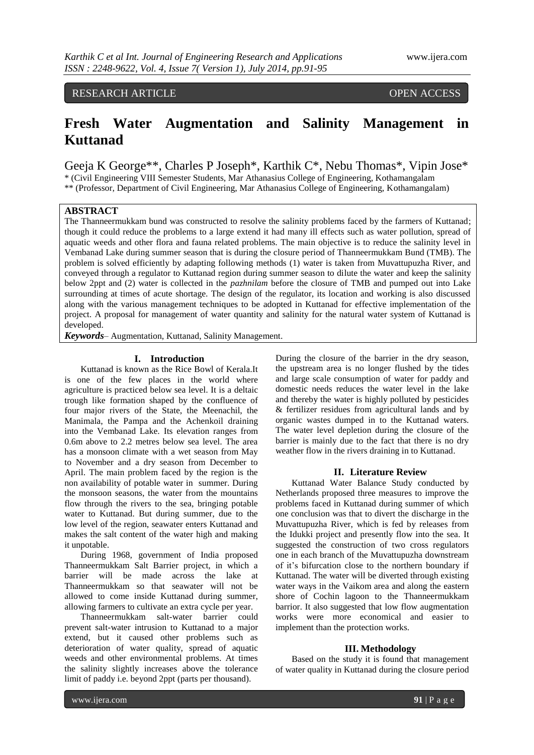RESEARCH ARTICLE OPEN ACCESS

# Fresh Water Augmentation and Salinity Management in Kuttanad

Geeja K George**, Charles P Joseph*, Karthik C*, Nebu Thomas*, Vipin Jose*

* (Civil Engineering VIII Semester Students, Mar Athanasius College of Engineering, Kothamangalam
** (Professor, Department of Civil Engineering, Mar Athanasius College of Engineering, Kothamangalam)

## ABSTRACT

The Thanneermukkam bund was constructed to resolve the salinity problems faced by the farmers of Kuttanad; though it could reduce the problems to a large extend it had many ill effects such as water pollution, spread of aquatic weeds and other flora and fauna related problems. The main objective is to reduce the salinity level in Vembanad Lake during summer season that is during the closure period of Thanneermukkam Bund (TMB). The problem is solved efficiently by adapting following methods (1) water is taken from Muvattupuzha River, and conveyed through a regulator to Kuttanad region during summer season to dilute the water and keep the salinity below 2ppt and (2) water is collected in the *pazhnilam* before the closure of TMB and pumped out into Lake surrounding at times of acute shortage. The design of the regulator, its location and working is also discussed along with the various management techniques to be adopted in Kuttanad for effective implementation of the project. A proposal for management of water quantity and salinity for the natural water system of Kuttanad is developed.

***Keywords***– Augmentation, Kuttanad, Salinity Management.

## I. Introduction

Kuttanad is known as the Rice Bowl of Kerala.It is one of the few places in the world where agriculture is practiced below sea level. It is a deltaic trough like formation shaped by the confluence of four major rivers of the State, the Meenachil, the Manimala, the Pampa and the Achenkoil draining into the Vembanad Lake. Its elevation ranges from 0.6m above to 2.2 metres below sea level. The area has a monsoon climate with a wet season from May to November and a dry season from December to April. The main problem faced by the region is the non availability of potable water in summer. During the monsoon seasons, the water from the mountains flow through the rivers to the sea, bringing potable water to Kuttanad. But during summer, due to the low level of the region, seawater enters Kuttanad and makes the salt content of the water high and making it unpotable.

During 1968, government of India proposed Thanneermukkam Salt Barrier project, in which a barrier will be made across the lake at Thanneermukkam so that seawater will not be allowed to come inside Kuttanad during summer, allowing farmers to cultivate an extra cycle per year.

Thanneermukkam salt-water barrier could prevent salt-water intrusion to Kuttanad to a major extend, but it caused other problems such as deterioration of water quality, spread of aquatic weeds and other environmental problems. At times the salinity slightly increases above the tolerance limit of paddy i.e. beyond 2ppt (parts per thousand).

During the closure of the barrier in the dry season, the upstream area is no longer flushed by the tides and large scale consumption of water for paddy and domestic needs reduces the water level in the lake and thereby the water is highly polluted by pesticides & fertilizer residues from agricultural lands and by organic wastes dumped in to the Kuttanad waters. The water level depletion during the closure of the barrier is mainly due to the fact that there is no dry weather flow in the rivers draining in to Kuttanad.

## II. Literature Review

Kuttanad Water Balance Study conducted by Netherlands proposed three measures to improve the problems faced in Kuttanad during summer of which one conclusion was that to divert the discharge in the Muvattupuzha River, which is fed by releases from the Idukki project and presently flow into the sea. It suggested the construction of two cross regulators one in each branch of the Muvattupuzha downstream of it's bifurcation close to the northern boundary if Kuttanad. The water will be diverted through existing water ways in the Vaikom area and along the eastern shore of Cochin lagoon to the Thanneermukkam barrior. It also suggested that low flow augmentation works were more economical and easier to implement than the protection works.

## III. Methodology

Based on the study it is found that management of water quality in Kuttanad during the closure period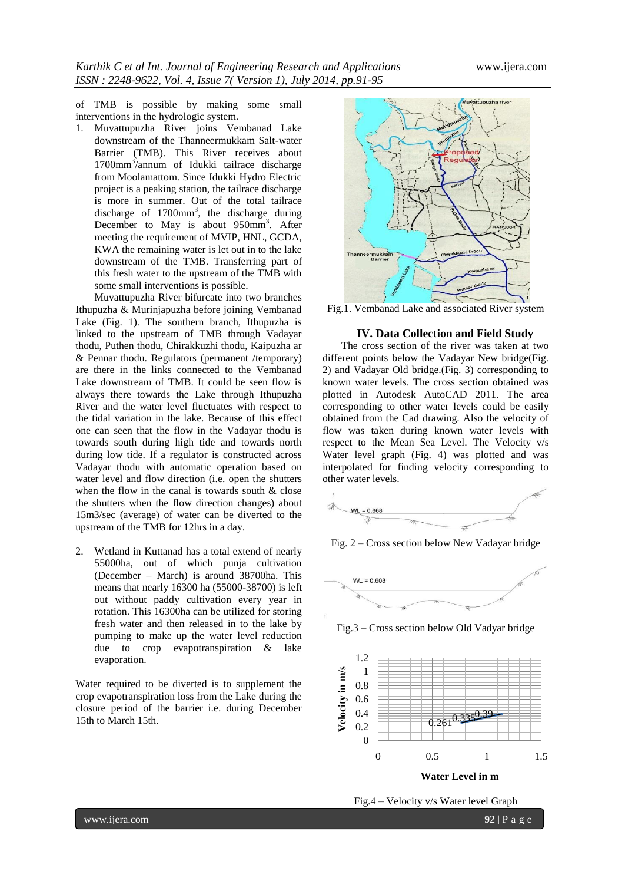of TMB is possible by making some small interventions in the hydrologic system.

1. Muvattupuzha River joins Vembanad Lake downstream of the Thanneermukkam Salt-water Barrier (TMB). This River receives about $1700mm^3$/annum of Idukki tailrace discharge from Moolamattom. Since Idukki Hydro Electric project is a peaking station, the tailrace discharge is more in summer. Out of the total tailrace discharge of $1700mm^3$, the discharge during December to May is about $950mm^3$. After meeting the requirement of MVIP, HNL, GCDA, KWA the remaining water is let out in to the lake downstream of the TMB. Transferring part of this fresh water to the upstream of the TMB with some small interventions is possible.

   Muvattupuzha River bifurcate into two branches Ithupuzha & Murinjapuzha before joining Vembanad Lake (Fig. 1). The southern branch, Ithupuzha is linked to the upstream of TMB through Vadayar thodu, Puthen thodu, Chirakkuzhi thodu, Kaipuzha ar & Pennar thodu. Regulators (permanent /temporary) are there in the links connected to the Vembanad Lake downstream of TMB. It could be seen flow is always there towards the Lake through Ithupuzha River and the water level fluctuates with respect to the tidal variation in the lake. Because of this effect one can seen that the flow in the Vadayar thodu is towards south during high tide and towards north during low tide. If a regulator is constructed across Vadayar thodu with automatic operation based on water level and flow direction (i.e. open the shutters when the flow in the canal is towards south & close the shutters when the flow direction changes) about 15m3/sec (average) of water can be diverted to the upstream of the TMB for 12hrs in a day.

2. Wetland in Kuttanad has a total extend of nearly 55000ha, out of which punja cultivation (December – March) is around 38700ha. This means that nearly 16300 ha (55000-38700) is left out without paddy cultivation every year in rotation. This 16300ha can be utilized for storing fresh water and then released in to the lake by pumping to make up the water level reduction due to crop evapotranspiration & lake evaporation.

Water required to be diverted is to supplement the crop evapotranspiration loss from the Lake during the closure period of the barrier i.e. during December 15th to March 15th.

Fig.1. Vembanad Lake and associated River system

## IV. Data Collection and Field Study

The cross section of the river was taken at two different points below the Vadayar New bridge(Fig. 2) and Vadayar Old bridge.(Fig. 3) corresponding to known water levels. The cross section obtained was plotted in Autodesk AutoCAD 2011. The area corresponding to other water levels could be easily obtained from the Cad drawing. Also the velocity of flow was taken during known water levels with respect to the Mean Sea Level. The Velocity v/s Water level graph (Fig. 4) was plotted and was interpolated for finding velocity corresponding to other water levels.

Fig. 2 – Cross section below New Vadayar bridge

Fig.3 – Cross section below Old Vadyar bridge

Fig.4 – Velocity v/s Water level Graph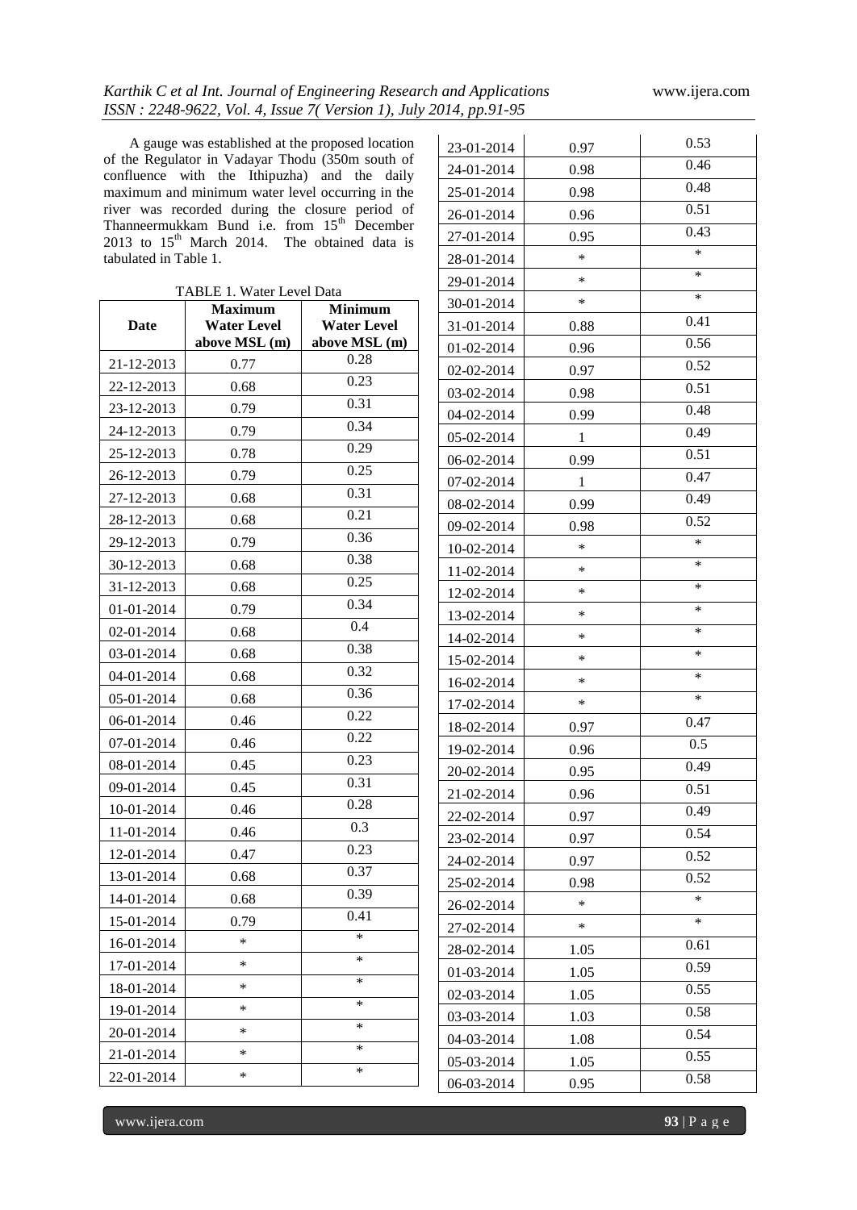A gauge was established at the proposed location of the Regulator in Vadayar Thodu (350m south of confluence with the Ithipuzha) and the daily maximum and minimum water level occurring in the river was recorded during the closure period of Thanneermukkam Bund i.e. from 15[th] December 2013 to 15[th] March 2014. The obtained data is tabulated in Table 1.

TABLE 1. Water Level Data

| Date | Maximum Water Level above MSL (m) | Minimum Water Level above MSL (m) |
|---|---|---|
| 21-12-2013 | 0.77 | 0.28 |
| 22-12-2013 | 0.68 | 0.23 |
| 23-12-2013 | 0.79 | 0.31 |
| 24-12-2013 | 0.79 | 0.34 |
| 25-12-2013 | 0.78 | 0.29 |
| 26-12-2013 | 0.79 | 0.25 |
| 27-12-2013 | 0.68 | 0.31 |
| 28-12-2013 | 0.68 | 0.21 |
| 29-12-2013 | 0.79 | 0.36 |
| 30-12-2013 | 0.68 | 0.38 |
| 31-12-2013 | 0.68 | 0.25 |
| 01-01-2014 | 0.79 | 0.34 |
| 02-01-2014 | 0.68 | 0.4 |
| 03-01-2014 | 0.68 | 0.38 |
| 04-01-2014 | 0.68 | 0.32 |
| 05-01-2014 | 0.68 | 0.36 |
| 06-01-2014 | 0.46 | 0.22 |
| 07-01-2014 | 0.46 | 0.22 |
| 08-01-2014 | 0.45 | 0.23 |
| 09-01-2014 | 0.45 | 0.31 |
| 10-01-2014 | 0.46 | 0.28 |
| 11-01-2014 | 0.46 | 0.3 |
| 12-01-2014 | 0.47 | 0.23 |
| 13-01-2014 | 0.68 | 0.37 |
| 14-01-2014 | 0.68 | 0.39 |
| 15-01-2014 | 0.79 | 0.41 |
| 16-01-2014 | * | * |
| 17-01-2014 | * | * |
| 18-01-2014 | * | * |
| 19-01-2014 | * | * |
| 20-01-2014 | * | * |
| 21-01-2014 | * | * |
| 22-01-2014 | * | * |
| 23-01-2014 | 0.97 | 0.53 |
| 24-01-2014 | 0.98 | 0.46 |
| 25-01-2014 | 0.98 | 0.48 |
| 26-01-2014 | 0.96 | 0.51 |
| 27-01-2014 | 0.95 | 0.43 |
| 28-01-2014 | * | * |
| 29-01-2014 | * | * |
| 30-01-2014 | * | * |
| 31-01-2014 | 0.88 | 0.41 |
| 01-02-2014 | 0.96 | 0.56 |
| 02-02-2014 | 0.97 | 0.52 |
| 03-02-2014 | 0.98 | 0.51 |
| 04-02-2014 | 0.99 | 0.48 |
| 05-02-2014 | 1 | 0.49 |
| 06-02-2014 | 0.99 | 0.51 |
| 07-02-2014 | 1 | 0.47 |
| 08-02-2014 | 0.99 | 0.49 |
| 09-02-2014 | 0.98 | 0.52 |
| 10-02-2014 | * | * |
| 11-02-2014 | * | * |
| 12-02-2014 | * | * |
| 13-02-2014 | * | * |
| 14-02-2014 | * | * |
| 15-02-2014 | * | * |
| 16-02-2014 | * | * |
| 17-02-2014 | * | * |
| 18-02-2014 | 0.97 | 0.47 |
| 19-02-2014 | 0.96 | 0.5 |
| 20-02-2014 | 0.95 | 0.49 |
| 21-02-2014 | 0.96 | 0.51 |
| 22-02-2014 | 0.97 | 0.49 |
| 23-02-2014 | 0.97 | 0.54 |
| 24-02-2014 | 0.97 | 0.52 |
| 25-02-2014 | 0.98 | 0.52 |
| 26-02-2014 | * | * |
| 27-02-2014 | * | * |
| 28-02-2014 | 1.05 | 0.61 |
| 01-03-2014 | 1.05 | 0.59 |
| 02-03-2014 | 1.05 | 0.55 |
| 03-03-2014 | 1.03 | 0.58 |
| 04-03-2014 | 1.08 | 0.54 |
| 05-03-2014 | 1.05 | 0.55 |
| 06-03-2014 | 0.95 | 0.58 |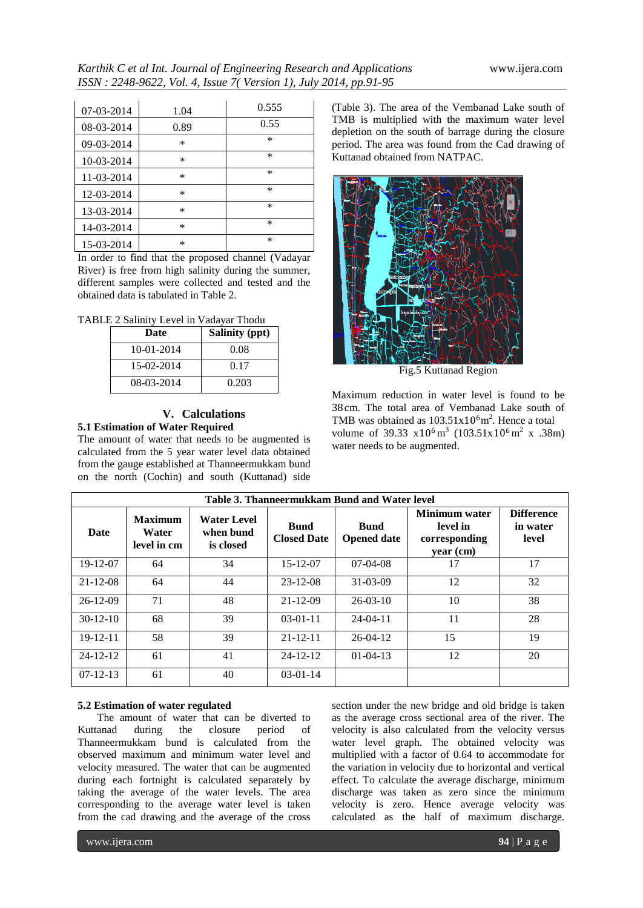| 07-03-2014 | 1.04 | 0.555 |
|---|---|---|
| 08-03-2014 | 0.89 | 0.55 |
| 09-03-2014 | * | * |
| 10-03-2014 | * | * |
| 11-03-2014 | * | * |
| 12-03-2014 | * | * |
| 13-03-2014 | * | * |
| 14-03-2014 | * | * |
| 15-03-2014 | * | * |

In order to find that the proposed channel (Vadayar River) is free from high salinity during the summer, different samples were collected and tested and the obtained data is tabulated in Table 2.

TABLE 2 Salinity Level in Vadayar Thodu

| Date | Salinity (ppt) |
|---|---|
| 10-01-2014 | 0.08 |
| 15-02-2014 | 0.17 |
| 08-03-2014 | 0.203 |

## V. Calculations

### 5.1 Estimation of Water Required

The amount of water that needs to be augmented is calculated from the 5 year water level data obtained from the gauge established at Thanneermukkam bund on the north (Cochin) and south (Kuttanad) side (Table 3). The area of the Vembanad Lake south of TMB is multiplied with the maximum water level depletion on the south of barrage during the closure period. The area was found from the Cad drawing of Kuttanad obtained from NATPAC.

Fig.5 Kuttanad Region

Maximum reduction in water level is found to be 38 cm. The total area of Vembanad Lake south of TMB was obtained as $103.51 \times 10^6 m^2$. Hence a total volume of $39.33 \times 10^6 m^3$ ($103.51 \times 10^6 m^2 \times .38m$) water needs to be augmented.

**Table 3. Thanneermukkam Bund and Water level**

| Date | Maximum Water level in cm | Water Level when bund is closed | Bund Closed Date | Bund Opened date | Minimum water level in corresponding year (cm) | Difference in water level |
|---|---|---|---|---|---|---|
| 19-12-07 | 64 | 34 | 15-12-07 | 07-04-08 | 17 | 17 |
| 21-12-08 | 64 | 44 | 23-12-08 | 31-03-09 | 12 | 32 |
| 26-12-09 | 71 | 48 | 21-12-09 | 26-03-10 | 10 | 38 |
| 30-12-10 | 68 | 39 | 03-01-11 | 24-04-11 | 11 | 28 |
| 19-12-11 | 58 | 39 | 21-12-11 | 26-04-12 | 15 | 19 |
| 24-12-12 | 61 | 41 | 24-12-12 | 01-04-13 | 12 | 20 |
| 07-12-13 | 61 | 40 | 03-01-14 | | | |

### 5.2 Estimation of water regulated

The amount of water that can be diverted to Kuttanad during the closure period of Thanneermukkam bund is calculated from the observed maximum and minimum water level and velocity measured. The water that can be augmented during each fortnight is calculated separately by taking the average of the water levels. The area corresponding to the average water level is taken from the cad drawing and the average of the cross section under the new bridge and old bridge is taken as the average cross sectional area of the river. The velocity is also calculated from the velocity versus water level graph. The obtained velocity was multiplied with a factor of 0.64 to accommodate for the variation in velocity due to horizontal and vertical effect. To calculate the average discharge, minimum discharge was taken as zero since the minimum velocity is zero. Hence average velocity was calculated as the half of maximum discharge.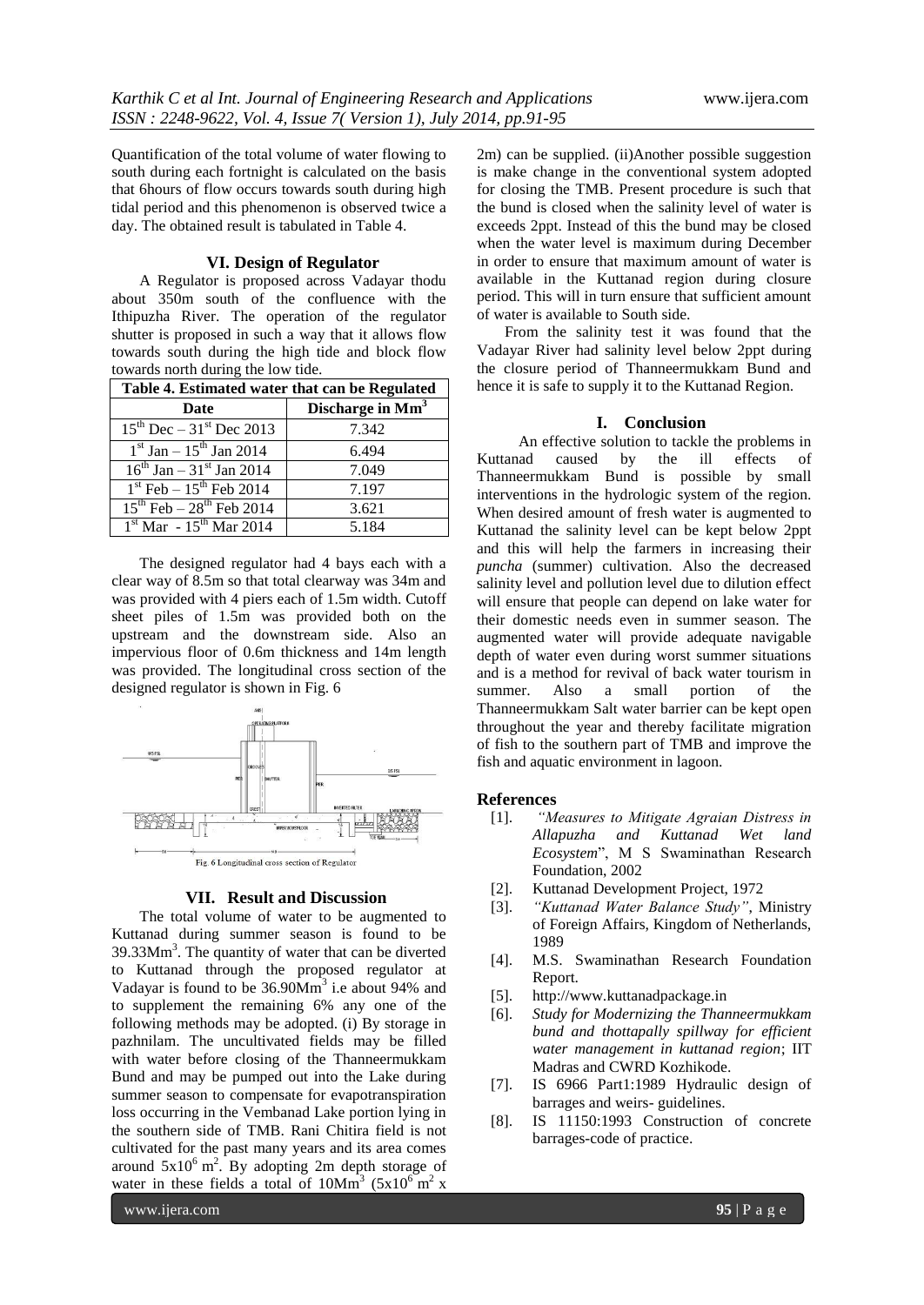Quantification of the total volume of water flowing to south during each fortnight is calculated on the basis that 6hours of flow occurs towards south during high tidal period and this phenomenon is observed twice a day. The obtained result is tabulated in Table 4.

## VI. Design of Regulator

A Regulator is proposed across Vadayar thodu about 350m south of the confluence with the Ithipuzha River. The operation of the regulator shutter is proposed in such a way that it allows flow towards south during the high tide and block flow towards north during the low tide.

**Table 4. Estimated water that can be Regulated**

| Date | Discharge in $Mm^3$ |
|---|---|
| $15^{th}$ Dec – $31^{st}$ Dec 2013 | 7.342 |
| $1^{st}$ Jan – $15^{th}$ Jan 2014 | 6.494 |
| $16^{th}$ Jan – $31^{st}$ Jan 2014 | 7.049 |
| $1^{st}$ Feb – $15^{th}$ Feb 2014 | 7.197 |
| $15^{th}$ Feb – $28^{th}$ Feb 2014 | 3.621 |
| $1^{st}$ Mar - $15^{th}$ Mar 2014 | 5.184 |

The designed regulator had 4 bays each with a clear way of 8.5m so that total clearway was 34m and was provided with 4 piers each of 1.5m width. Cutoff sheet piles of 1.5m was provided both on the upstream and the downstream side. Also an impervious floor of 0.6m thickness and 14m length was provided. The longitudinal cross section of the designed regulator is shown in Fig. 6

Fig. 6 Longitudinal cross section of Regulator

## VII. Result and Discussion

The total volume of water to be augmented to Kuttanad during summer season is found to be $39.33Mm^3$. The quantity of water that can be diverted to Kuttanad through the proposed regulator at Vadayar is found to be $36.90Mm^3$ i.e about 94% and to supplement the remaining 6% any one of the following methods may be adopted. (i) By storage in pazhnilam. The uncultivated fields may be filled with water before closing of the Thanneermukkam Bund and may be pumped out into the Lake during summer season to compensate for evapotranspiration loss occurring in the Vembanad Lake portion lying in the southern side of TMB. Rani Chitira field is not cultivated for the past many years and its area comes around $5x10^6$ $m^2$. By adopting 2m depth storage of water in these fields a total of $10Mm^3$ ($5x10^6$ $m^2$ x 2m) can be supplied. (ii)Another possible suggestion is make change in the conventional system adopted for closing the TMB. Present procedure is such that the bund is closed when the salinity level of water is exceeds 2ppt. Instead of this the bund may be closed when the water level is maximum during December in order to ensure that maximum amount of water is available in the Kuttanad region during closure period. This will in turn ensure that sufficient amount of water is available to South side.

From the salinity test it was found that the Vadayar River had salinity level below 2ppt during the closure period of Thanneermukkam Bund and hence it is safe to supply it to the Kuttanad Region.

## I. Conclusion

An effective solution to tackle the problems in Kuttanad caused by the ill effects of Thanneermukkam Bund is possible by small interventions in the hydrologic system of the region. When desired amount of fresh water is augmented to Kuttanad the salinity level can be kept below 2ppt and this will help the farmers in increasing their *puncha* (summer) cultivation. Also the decreased salinity level and pollution level due to dilution effect will ensure that people can depend on lake water for their domestic needs even in summer season. The augmented water will provide adequate navigable depth of water even during worst summer situations and is a method for revival of back water tourism in summer. Also a small portion of the Thanneermukkam Salt water barrier can be kept open throughout the year and thereby facilitate migration of fish to the southern part of TMB and improve the fish and aquatic environment in lagoon.

## References

[1]. *"Measures to Mitigate Agraian Distress in Allapuzha and Kuttanad Wet land Ecosystem*", M S Swaminathan Research Foundation, 2002

[2]. Kuttanad Development Project, 1972

[3]. *"Kuttanad Water Balance Study"*, Ministry of Foreign Affairs, Kingdom of Netherlands, 1989

[4]. M.S. Swaminathan Research Foundation Report.

[5]. http://www.kuttanadpackage.in

[6]. *Study for Modernizing the Thanneermukkam bund and thottapally spillway for efficient water management in kuttanad region*; IIT Madras and CWRD Kozhikode.

[7]. IS 6966 Part1:1989 Hydraulic design of barrages and weirs- guidelines.

[8]. IS 11150:1993 Construction of concrete barrages-code of practice.